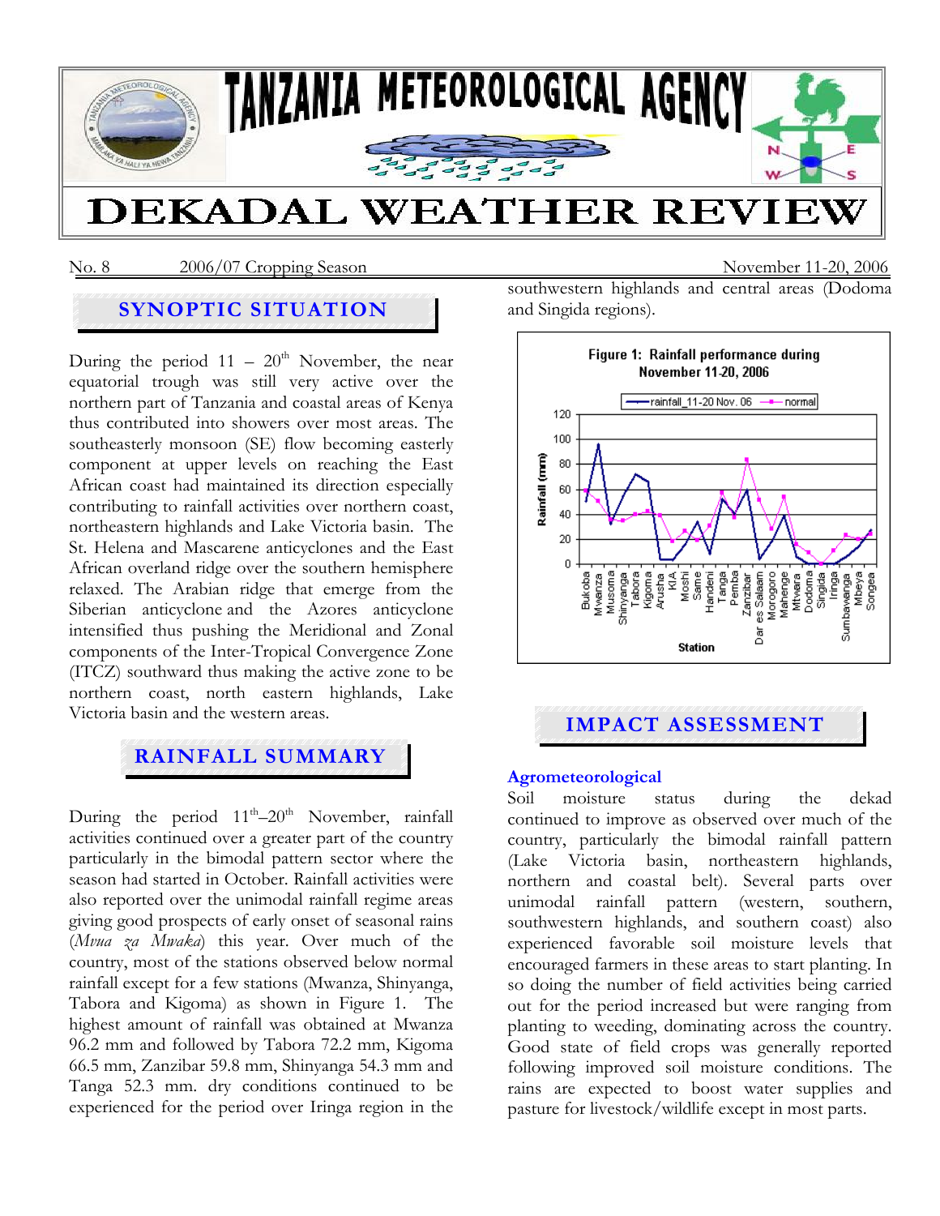# TANZANIA METEOROLOGICAL AGENCY

# DEKADAL WEATHER REVIEW

No. 8 2006/07 Cropping Season November 11-20, 2006

## SYNOPTIC SITUATION

During the period 11 – 20th November, the near equatorial trough was still very active over the northern part of Tanzania and coastal areas of Kenya thus contributed into showers over most areas. The southeasterly monsoon (SE) flow becoming easterly component at upper levels on reaching the East African coast had maintained its direction especially contributing to rainfall activities over northern coast, northeastern highlands and Lake Victoria basin. The St. Helena and Mascarene anticyclones and the East African overland ridge over the southern hemisphere relaxed. The Arabian ridge that emerge from the Siberian anticyclone and the Azores anticyclone intensified thus pushing the Meridional and Zonal components of the Inter-Tropical Convergence Zone (ITCZ) southward thus making the active zone to be northern coast, north eastern highlands, Lake Victoria basin and the western areas.

## RAINFALL SUMMARY

During the period 11th–20th November, rainfall activities continued over a greater part of the country particularly in the bimodal pattern sector where the season had started in October. Rainfall activities were also reported over the unimodal rainfall regime areas giving good prospects of early onset of seasonal rains (*Mvua za Mwaka*) this year. Over much of the country, most of the stations observed below normal rainfall except for a few stations (Mwanza, Shinyanga, Tabora and Kigoma) as shown in Figure 1. The highest amount of rainfall was obtained at Mwanza 96.2 mm and followed by Tabora 72.2 mm, Kigoma 66.5 mm, Zanzibar 59.8 mm, Shinyanga 54.3 mm and Tanga 52.3 mm. dry conditions continued to be experienced for the period over Iringa region in the southwestern highlands and central areas (Dodoma and Singida regions).

**Figure 1: Rainfall performance during November 11-20, 2006**

## IMPACT ASSESSMENT

### Agrometeorological

Soil moisture status during the dekad continued to improve as observed over much of the country, particularly the bimodal rainfall pattern (Lake Victoria basin, northeastern highlands, northern and coastal belt). Several parts over unimodal rainfall pattern (western, southern, southwestern highlands, and southern coast) also experienced favorable soil moisture levels that encouraged farmers in these areas to start planting. In so doing the number of field activities being carried out for the period increased but were ranging from planting to weeding, dominating across the country. Good state of field crops was generally reported following improved soil moisture conditions. The rains are expected to boost water supplies and pasture for livestock/wildlife except in most parts.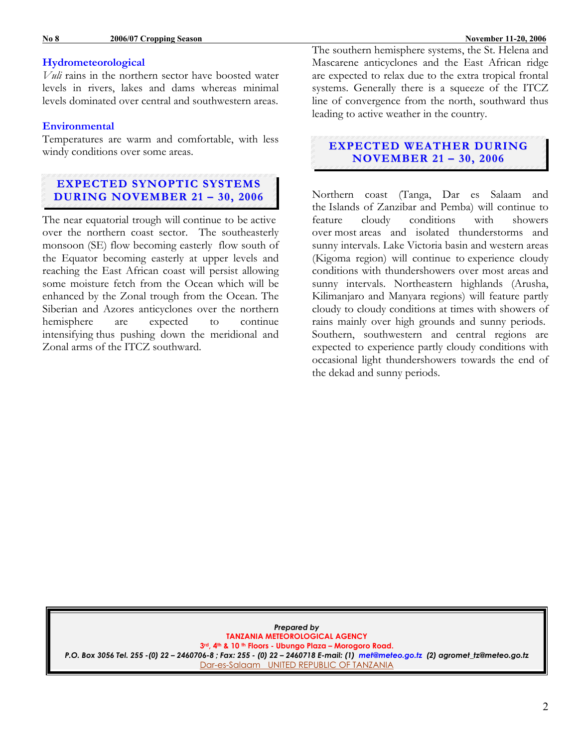### Hydrometeorological

*Vuli* rains in the northern sector have boosted water levels in rivers, lakes and dams whereas minimal levels dominated over central and southwestern areas.

### Environmental

Temperatures are warm and comfortable, with less windy conditions over some areas.

## EXPECTED SYNOPTIC SYSTEMS DURING NOVEMBER 21 – 30, 2006

The near equatorial trough will continue to be active over the northern coast sector. The southeasterly monsoon (SE) flow becoming easterly flow south of the Equator becoming easterly at upper levels and reaching the East African coast will persist allowing some moisture fetch from the Ocean which will be enhanced by the Zonal trough from the Ocean. The Siberian and Azores anticyclones over the northern hemisphere are expected to continue intensifying thus pushing down the meridional and Zonal arms of the ITCZ southward. The southern hemisphere systems, the St. Helena and Mascarene anticyclones and the East African ridge are expected to relax due to the extra tropical frontal systems. Generally there is a squeeze of the ITCZ line of convergence from the north, southward thus leading to active weather in the country.

## EXPECTED WEATHER DURING NOVEMBER 21 – 30, 2006

Northern coast (Tanga, Dar es Salaam and the Islands of Zanzibar and Pemba) will continue to feature cloudy conditions with showers over most areas and isolated thunderstorms and sunny intervals. Lake Victoria basin and western areas (Kigoma region) will continue to experience cloudy conditions with thundershowers over most areas and sunny intervals. Northeastern highlands (Arusha, Kilimanjaro and Manyara regions) will feature partly cloudy to cloudy conditions at times with showers of rains mainly over high grounds and sunny periods. Southern, southwestern and central regions are expected to experience partly cloudy conditions with occasional light thundershowers towards the end of the dekad and sunny periods.

*Prepared by*
**TANZANIA METEOROLOGICAL AGENCY**
**3rd, 4th & 10 th Floors - Ubungo Plaza – Morogoro Road.**
*P.O. Box 3056 Tel. 255 -(0) 22 – 2460706-8 ; Fax: 255 - (0) 22 – 2460718 E-mail: (1) met@meteo.go.tz (2) agromet_tz@meteo.go.tz*
Dar-es-Salaam UNITED REPUBLIC OF TANZANIA